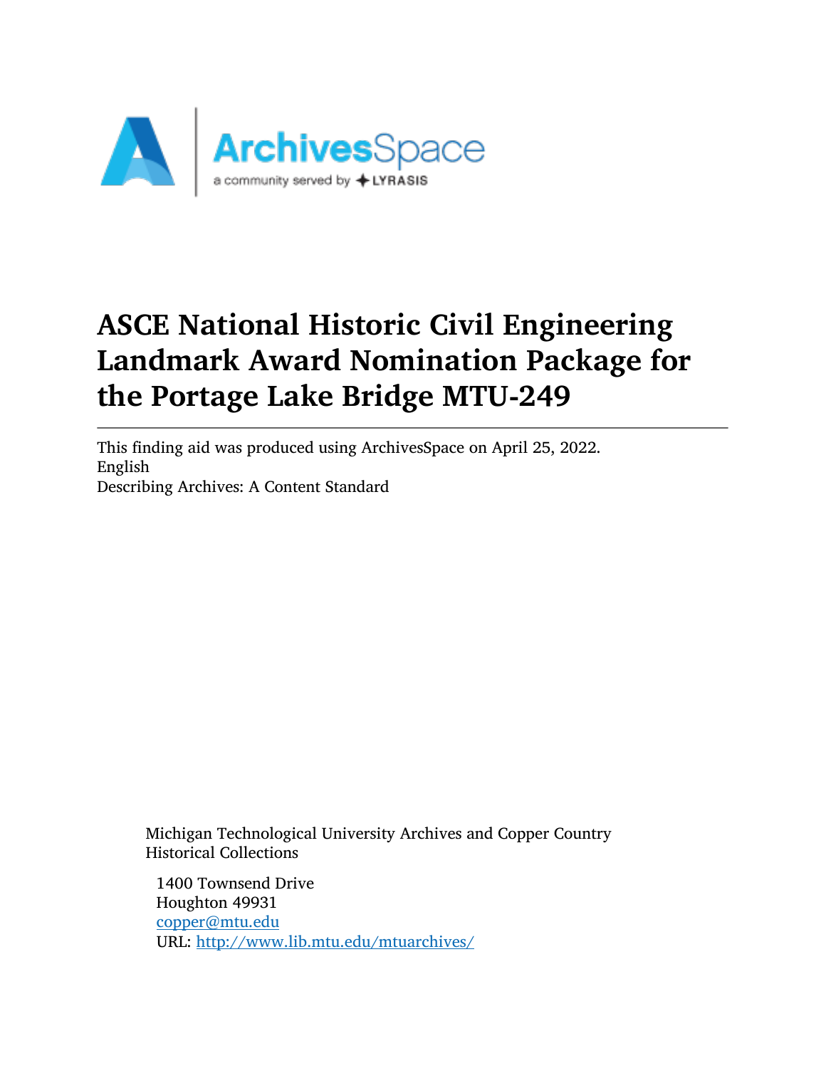# ASCE National Historic Civil Engineering Landmark Award Nomination Package for the Portage Lake Bridge MTU-249

This finding aid was produced using ArchivesSpace on April 25, 2022.
English
Describing Archives: A Content Standard

Michigan Technological University Archives and Copper Country Historical Collections

1400 Townsend Drive
Houghton 49931
copper@mtu.edu
URL: http://www.lib.mtu.edu/mtuarchives/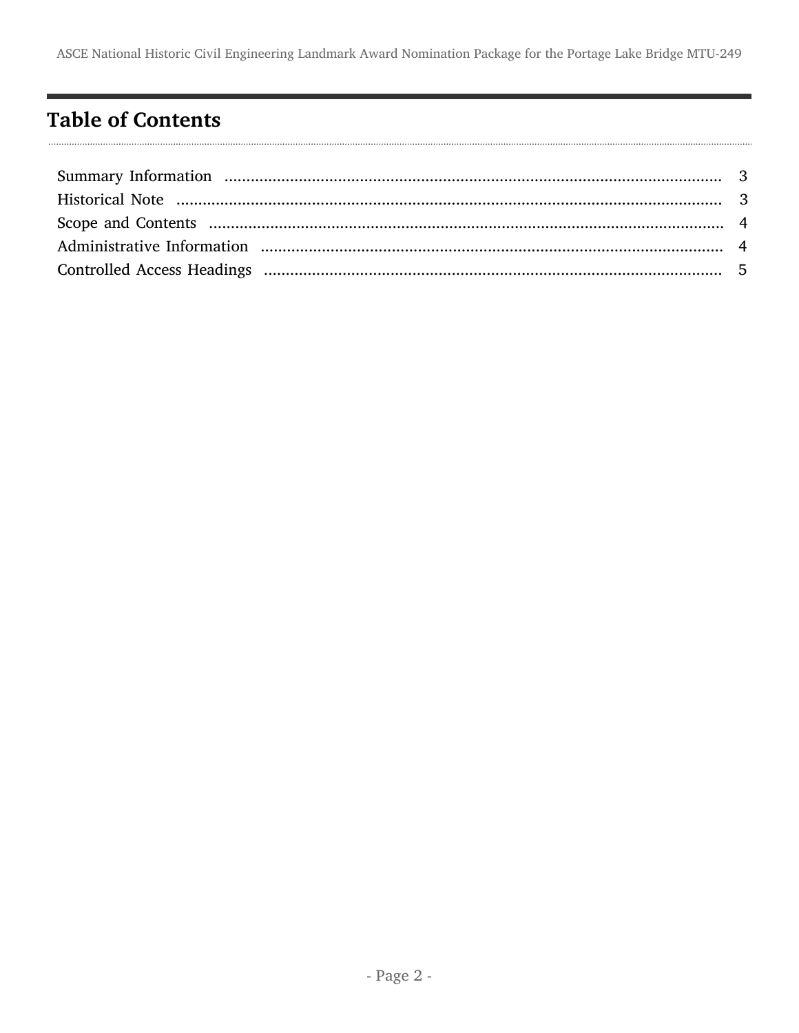## Table of Contents

- Summary Information ..... 3
- Historical Note ..... 3
- Scope and Contents ..... 4
- Administrative Information ..... 4
- Controlled Access Headings ..... 5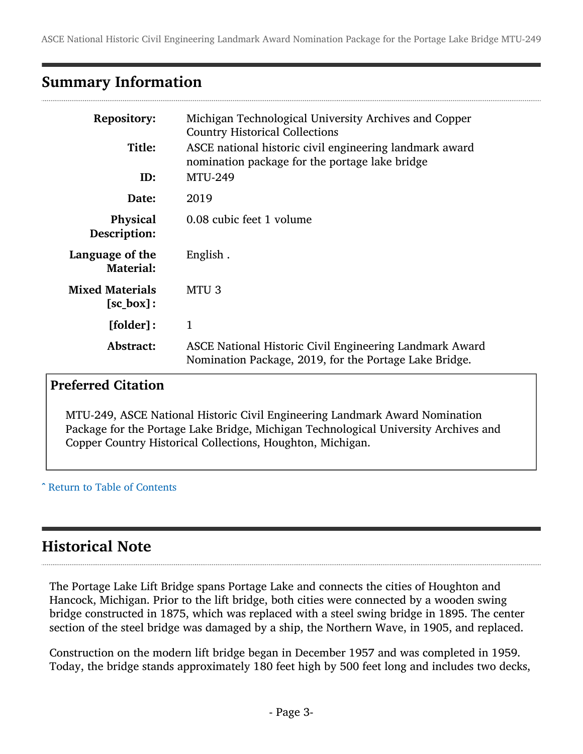## Summary Information

| | |
|---|---|
| **Repository:** | Michigan Technological University Archives and Copper Country Historical Collections |
| **Title:** | ASCE national historic civil engineering landmark award nomination package for the portage lake bridge |
| **ID:** | MTU-249 |
| **Date:** | 2019 |
| **Physical Description:** | 0.08 cubic feet 1 volume |
| **Language of the Material:** | English . |
| **Mixed Materials [sc_box]:** | MTU 3 |
| **[folder]:** | 1 |
| **Abstract:** | ASCE National Historic Civil Engineering Landmark Award Nomination Package, 2019, for the Portage Lake Bridge. |

### Preferred Citation

MTU-249, ASCE National Historic Civil Engineering Landmark Award Nomination Package for the Portage Lake Bridge, Michigan Technological University Archives and Copper Country Historical Collections, Houghton, Michigan.

ˆ Return to Table of Contents

## Historical Note

The Portage Lake Lift Bridge spans Portage Lake and connects the cities of Houghton and Hancock, Michigan. Prior to the lift bridge, both cities were connected by a wooden swing bridge constructed in 1875, which was replaced with a steel swing bridge in 1895. The center section of the steel bridge was damaged by a ship, the Northern Wave, in 1905, and replaced.

Construction on the modern lift bridge began in December 1957 and was completed in 1959. Today, the bridge stands approximately 180 feet high by 500 feet long and includes two decks,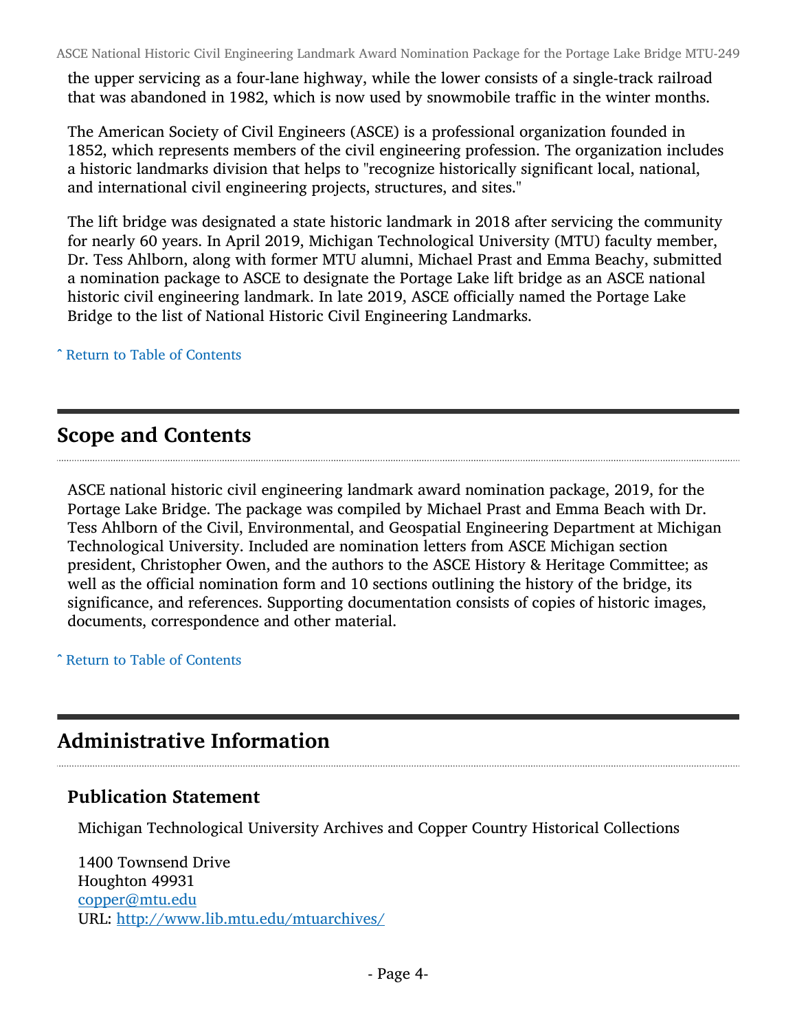the upper servicing as a four-lane highway, while the lower consists of a single-track railroad that was abandoned in 1982, which is now used by snowmobile traffic in the winter months.

The American Society of Civil Engineers (ASCE) is a professional organization founded in 1852, which represents members of the civil engineering profession. The organization includes a historic landmarks division that helps to "recognize historically significant local, national, and international civil engineering projects, structures, and sites."

The lift bridge was designated a state historic landmark in 2018 after servicing the community for nearly 60 years. In April 2019, Michigan Technological University (MTU) faculty member, Dr. Tess Ahlborn, along with former MTU alumni, Michael Prast and Emma Beachy, submitted a nomination package to ASCE to designate the Portage Lake lift bridge as an ASCE national historic civil engineering landmark. In late 2019, ASCE officially named the Portage Lake Bridge to the list of National Historic Civil Engineering Landmarks.

ˆ Return to Table of Contents

## Scope and Contents

ASCE national historic civil engineering landmark award nomination package, 2019, for the Portage Lake Bridge. The package was compiled by Michael Prast and Emma Beach with Dr. Tess Ahlborn of the Civil, Environmental, and Geospatial Engineering Department at Michigan Technological University. Included are nomination letters from ASCE Michigan section president, Christopher Owen, and the authors to the ASCE History & Heritage Committee; as well as the official nomination form and 10 sections outlining the history of the bridge, its significance, and references. Supporting documentation consists of copies of historic images, documents, correspondence and other material.

ˆ Return to Table of Contents

## Administrative Information

### Publication Statement

Michigan Technological University Archives and Copper Country Historical Collections

1400 Townsend Drive
Houghton 49931
copper@mtu.edu
URL: http://www.lib.mtu.edu/mtuarchives/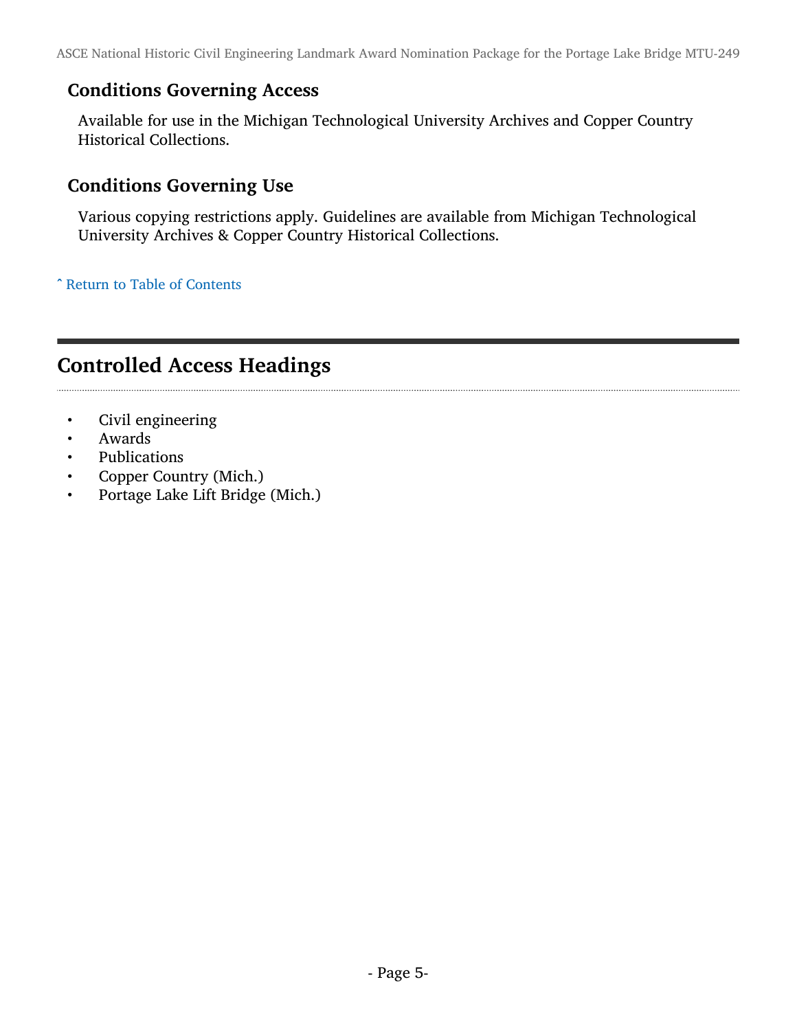### Conditions Governing Access

Available for use in the Michigan Technological University Archives and Copper Country Historical Collections.

### Conditions Governing Use

Various copying restrictions apply. Guidelines are available from Michigan Technological University Archives & Copper Country Historical Collections.

ˆ Return to Table of Contents

## Controlled Access Headings

- Civil engineering
- Awards
- Publications
- Copper Country (Mich.)
- Portage Lake Lift Bridge (Mich.)